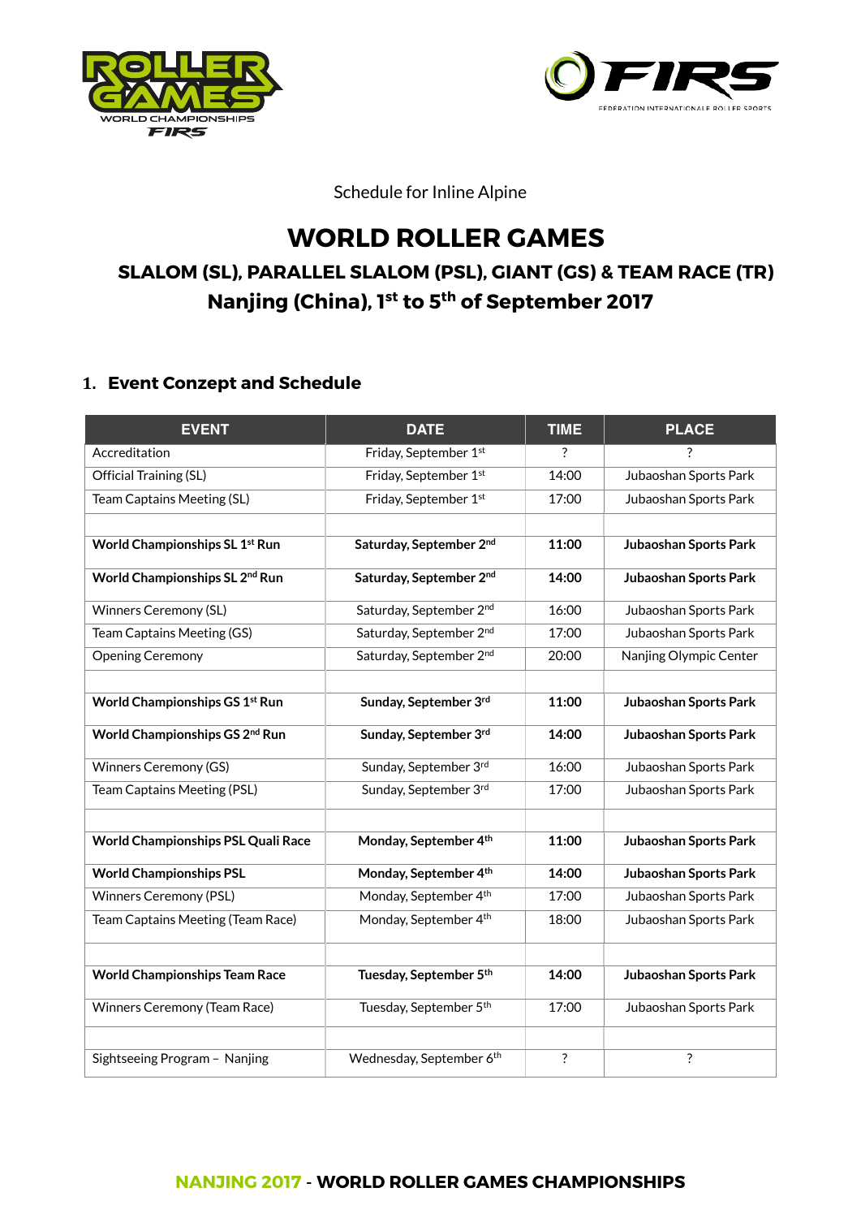Schedule for Inline Alpine

# WORLD ROLLER GAMES

## SLALOM (SL), PARALLEL SLALOM (PSL), GIANT (GS) & TEAM RACE (TR)

## Nanjing (China), 1st to 5th of September 2017

### 1. Event Conzept and Schedule

| EVENT | DATE | TIME | PLACE |
|---|---|---|---|
| Accreditation | Friday, September 1st | ? | ? |
| Official Training (SL) | Friday, September 1st | 14:00 | Jubaoshan Sports Park |
| Team Captains Meeting (SL) | Friday, September 1st | 17:00 | Jubaoshan Sports Park |
| | | | |
| **World Championships SL 1st Run** | **Saturday, September 2nd** | **11:00** | **Jubaoshan Sports Park** |
| **World Championships SL 2nd Run** | **Saturday, September 2nd** | **14:00** | **Jubaoshan Sports Park** |
| Winners Ceremony (SL) | Saturday, September 2nd | 16:00 | Jubaoshan Sports Park |
| Team Captains Meeting (GS) | Saturday, September 2nd | 17:00 | Jubaoshan Sports Park |
| Opening Ceremony | Saturday, September 2nd | 20:00 | Nanjing Olympic Center |
| | | | |
| **World Championships GS 1st Run** | **Sunday, September 3rd** | **11:00** | **Jubaoshan Sports Park** |
| **World Championships GS 2nd Run** | **Sunday, September 3rd** | **14:00** | **Jubaoshan Sports Park** |
| Winners Ceremony (GS) | Sunday, September 3rd | 16:00 | Jubaoshan Sports Park |
| Team Captains Meeting (PSL) | Sunday, September 3rd | 17:00 | Jubaoshan Sports Park |
| | | | |
| **World Championships PSL Quali Race** | **Monday, September 4th** | **11:00** | **Jubaoshan Sports Park** |
| **World Championships PSL** | **Monday, September 4th** | **14:00** | **Jubaoshan Sports Park** |
| Winners Ceremony (PSL) | Monday, September 4th | 17:00 | Jubaoshan Sports Park |
| Team Captains Meeting (Team Race) | Monday, September 4th | 18:00 | Jubaoshan Sports Park |
| | | | |
| **World Championships Team Race** | **Tuesday, September 5th** | **14:00** | **Jubaoshan Sports Park** |
| Winners Ceremony (Team Race) | Tuesday, September 5th | 17:00 | Jubaoshan Sports Park |
| | | | |
| Sightseeing Program – Nanjing | Wednesday, September 6th | ? | ? |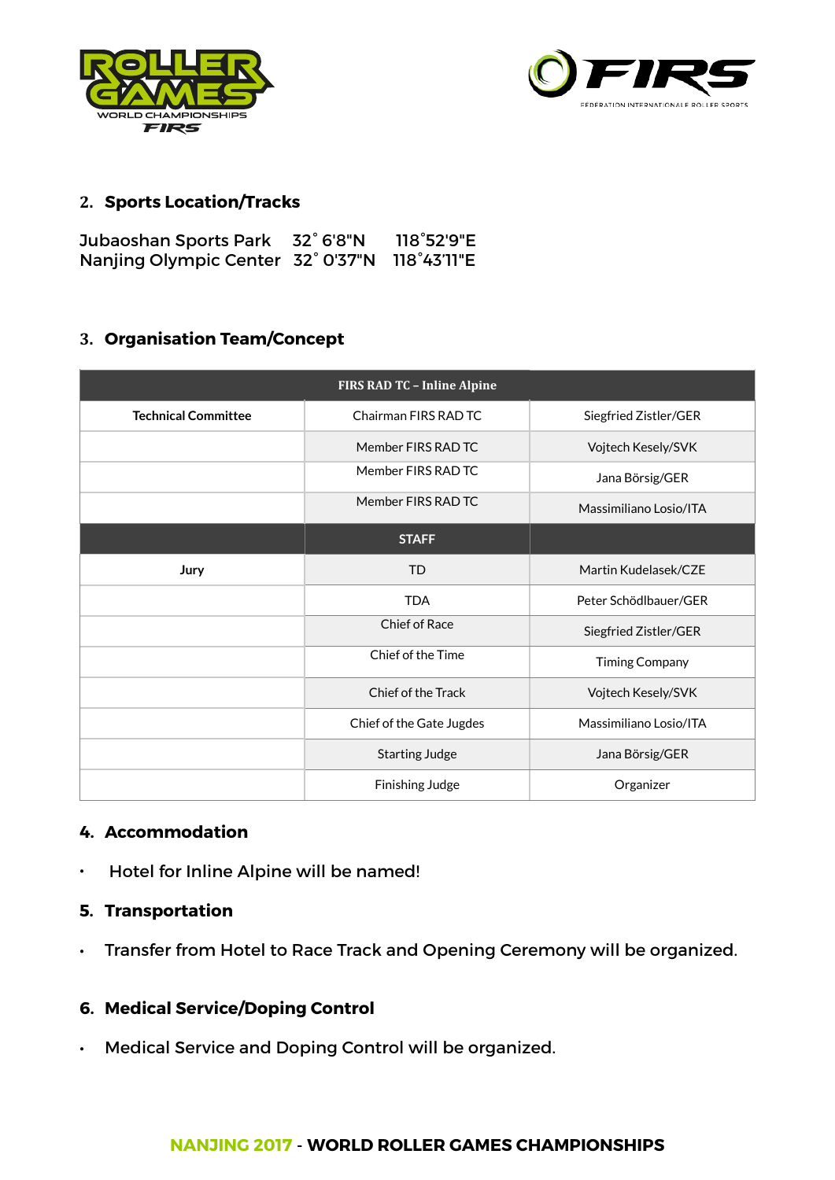## 2. Sports Location/Tracks

Jubaoshan Sports Park 32˚ 6'8"N 118˚52'9"E
Nanjing Olympic Center 32˚ 0'37"N 118˚43'11"E

## 3. Organisation Team/Concept

| FIRS RAD TC – Inline Alpine | | |
|---|---|---|
| Technical Committee | Chairman FIRS RAD TC | Siegfried Zistler/GER |
| | Member FIRS RAD TC | Vojtech Kesely/SVK |
| | Member FIRS RAD TC | Jana Börsig/GER |
| | Member FIRS RAD TC | Massimiliano Losio/ITA |
| | STAFF | |
| Jury | TD | Martin Kudelasek/CZE |
| | TDA | Peter Schödlbauer/GER |
| | Chief of Race | Siegfried Zistler/GER |
| | Chief of the Time | Timing Company |
| | Chief of the Track | Vojtech Kesely/SVK |
| | Chief of the Gate Jugdes | Massimiliano Losio/ITA |
| | Starting Judge | Jana Börsig/GER |
| | Finishing Judge | Organizer |

## 4. Accommodation

- Hotel for Inline Alpine will be named!

## 5. Transportation

- Transfer from Hotel to Race Track and Opening Ceremony will be organized.

## 6. Medical Service/Doping Control

- Medical Service and Doping Control will be organized.